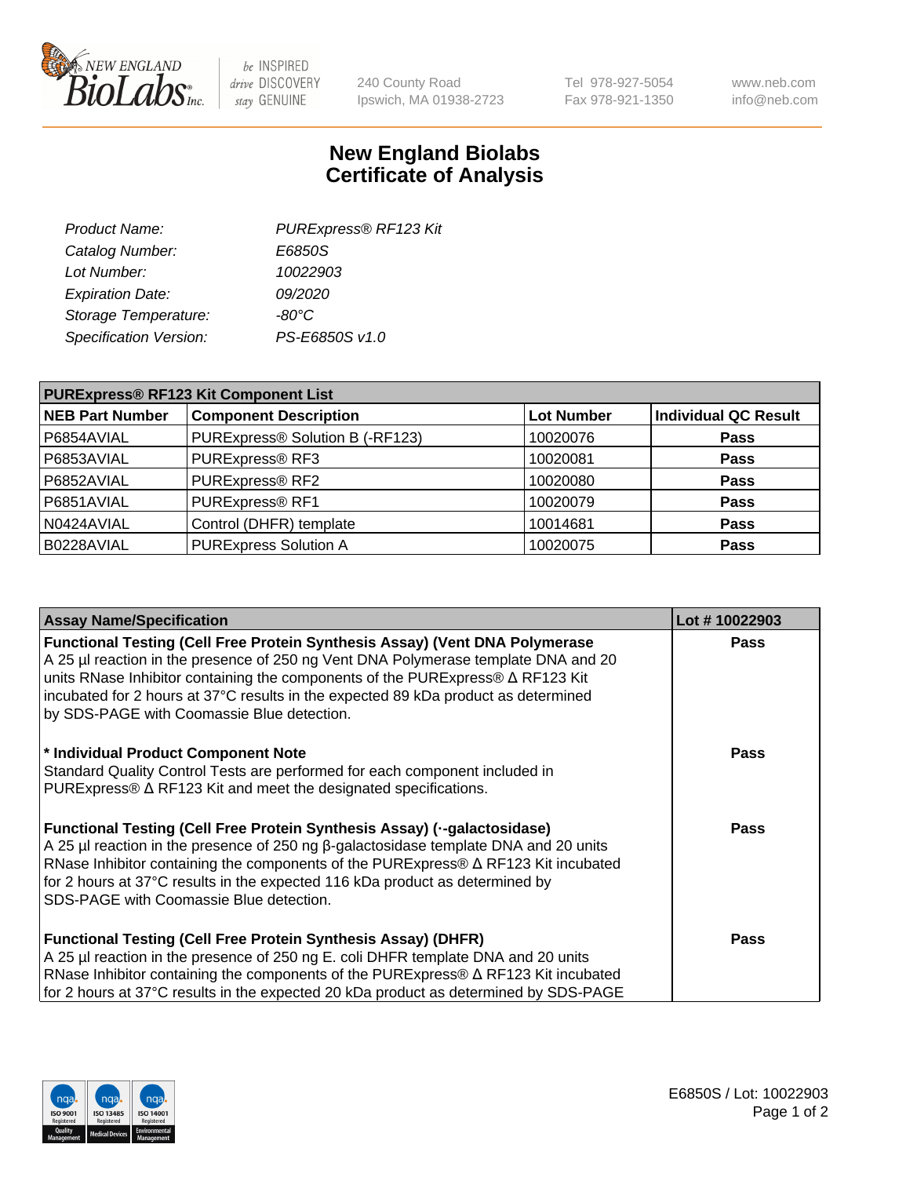# New England Biolabs Certificate of Analysis

| | |
|---|---|
| *Product Name:* | *PURExpress® RF123 Kit* |
| *Catalog Number:* | *E6850S* |
| *Lot Number:* | *10022903* |
| *Expiration Date:* | *09/2020* |
| *Storage Temperature:* | *-80°C* |
| *Specification Version:* | *PS-E6850S v1.0* |

**PURExpress® RF123 Kit Component List**

| NEB Part Number | Component Description | Lot Number | Individual QC Result |
|---|---|---|---|
| P6854AVIAL | PURExpress® Solution B (-RF123) | 10020076 | **Pass** |
| P6853AVIAL | PURExpress® RF3 | 10020081 | **Pass** |
| P6852AVIAL | PURExpress® RF2 | 10020080 | **Pass** |
| P6851AVIAL | PURExpress® RF1 | 10020079 | **Pass** |
| N0424AVIAL | Control (DHFR) template | 10014681 | **Pass** |
| B0228AVIAL | PURExpress Solution A | 10020075 | **Pass** |

| Assay Name/Specification | Lot # 10022903 |
|---|---|
| **Functional Testing (Cell Free Protein Synthesis Assay) (Vent DNA Polymerase** A 25 µl reaction in the presence of 250 ng Vent DNA Polymerase template DNA and 20 units RNase Inhibitor containing the components of the PURExpress® Δ RF123 Kit incubated for 2 hours at 37°C results in the expected 89 kDa product as determined by SDS-PAGE with Coomassie Blue detection. | **Pass** |
| **\* Individual Product Component Note** Standard Quality Control Tests are performed for each component included in PURExpress® Δ RF123 Kit and meet the designated specifications. | **Pass** |
| **Functional Testing (Cell Free Protein Synthesis Assay) (·-galactosidase)** A 25 µl reaction in the presence of 250 ng β-galactosidase template DNA and 20 units RNase Inhibitor containing the components of the PURExpress® Δ RF123 Kit incubated for 2 hours at 37°C results in the expected 116 kDa product as determined by SDS-PAGE with Coomassie Blue detection. | **Pass** |
| **Functional Testing (Cell Free Protein Synthesis Assay) (DHFR)** A 25 µl reaction in the presence of 250 ng E. coli DHFR template DNA and 20 units RNase Inhibitor containing the components of the PURExpress® Δ RF123 Kit incubated for 2 hours at 37°C results in the expected 20 kDa product as determined by SDS-PAGE | **Pass** |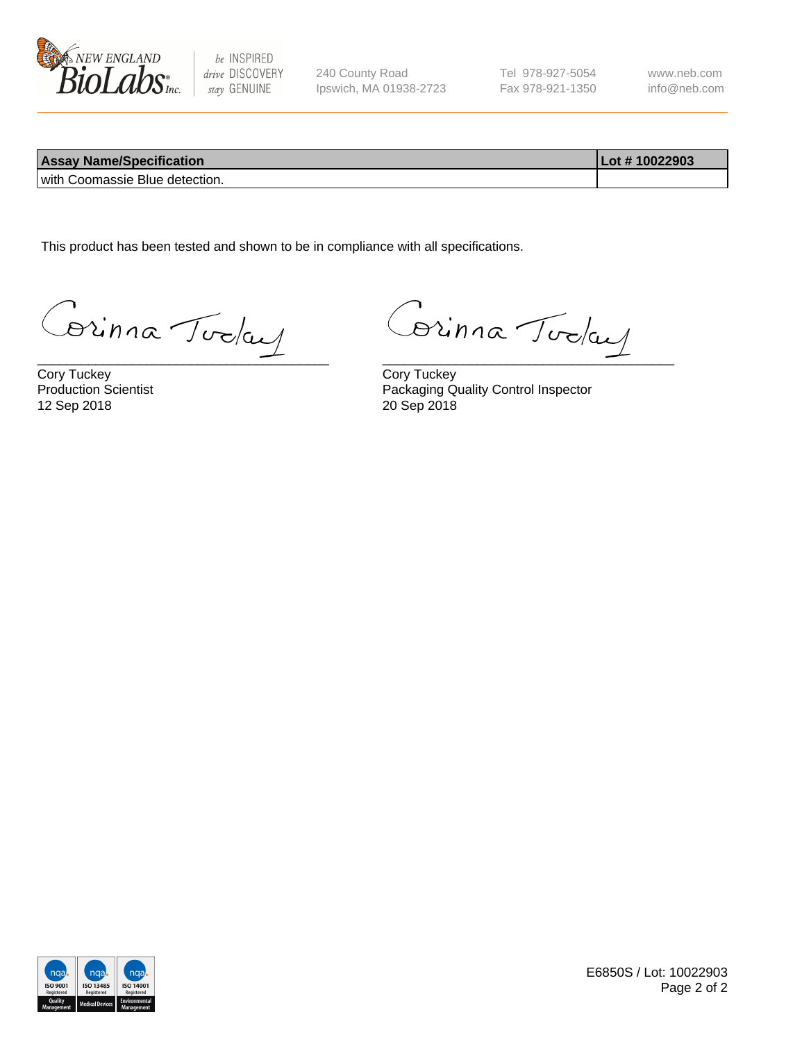| Assay Name/Specification | Lot # 10022903 |
|---|---|
| with Coomassie Blue detection. | |

This product has been tested and shown to be in compliance with all specifications.

Cory Tuckey
Production Scientist
12 Sep 2018

Cory Tuckey
Packaging Quality Control Inspector
20 Sep 2018

E6850S / Lot: 10022903